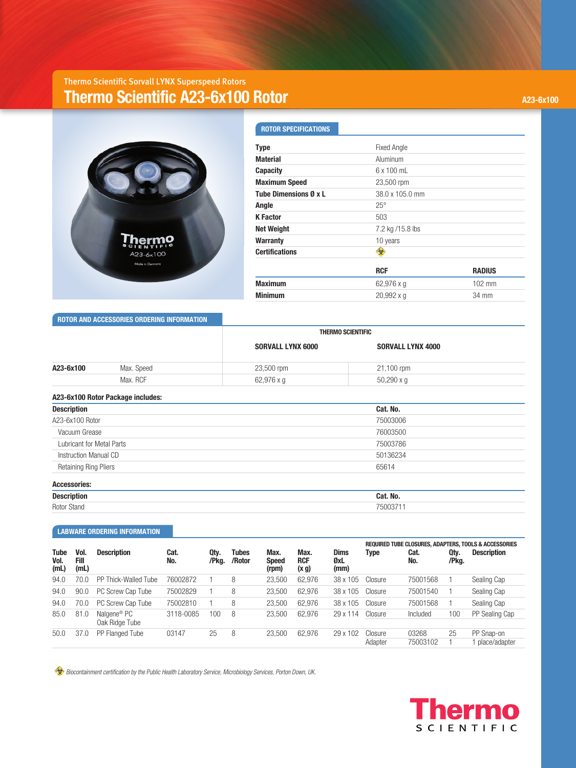Thermo Scientific Sorvall LYNX Superspeed Rotors

# Thermo Scientific A23-6x100 Rotor

A23-6x100

## ROTOR SPECIFICATIONS

| | |
|---|---|
| **Type** | Fixed Angle |
| **Material** | Aluminum |
| **Capacity** | 6 x 100 mL |
| **Maximum Speed** | 23,500 rpm |
| **Tube Dimensions Ø x L** | 38.0 x 105.0 mm |
| **Angle** | 25° |
| **K Factor** | 503 |
| **Net Weight** | 7.2 kg /15.8 lbs |
| **Warranty** | 10 years |
| **Certifications** | ☣ |

| | **RCF** | **RADIUS** |
|---|---|---|
| **Maximum** | 62,976 x g | 102 mm |
| **Minimum** | 20,992 x g | 34 mm |

## ROTOR AND ACCESSORIES ORDERING INFORMATION

| | | THERMO SCIENTIFIC | |
|---|---|---|---|
| | | **SORVALL LYNX 6000** | **SORVALL LYNX 4000** |
| **A23-6x100** | Max. Speed | 23,500 rpm | 21,100 rpm |
| | Max. RCF | 62,976 x g | 50,290 x g |

**A23-6x100 Rotor Package includes:**

| **Description** | **Cat. No.** |
|---|---|
| A23-6x100 Rotor | 75003006 |
| Vacuum Grease | 76003500 |
| Lubricant for Metal Parts | 75003786 |
| Instruction Manual CD | 50136234 |
| Retaining Ring Pliers | 65614 |

**Accessories:**

| **Description** | **Cat. No.** |
|---|---|
| Rotor Stand | 75003711 |

## LABWARE ORDERING INFORMATION

| | | | | | | | | | REQUIRED TUBE CLOSURES, ADAPTERS, TOOLS & ACCESSORIES | | | |
|---|---|---|---|---|---|---|---|---|---|---|---|---|
| **Tube Vol. (mL)** | **Vol. Fill (mL)** | **Description** | **Cat. No.** | **Qty. /Pkg.** | **Tubes /Rotor** | **Max. Speed (rpm)** | **Max. RCF (x g)** | **Dims ØxL (mm)** | **Type** | **Cat. No.** | **Qty. /Pkg.** | **Description** |
| 94.0 | 70.0 | PP Thick-Walled Tube | 76002872 | 1 | 8 | 23,500 | 62,976 | 38 x 105 | Closure | 75001568 | 1 | Sealing Cap |
| 94.0 | 90.0 | PC Screw Cap Tube | 75002829 | 1 | 8 | 23,500 | 62,976 | 38 x 105 | Closure | 75001540 | 1 | Sealing Cap |
| 94.0 | 70.0 | PC Screw Cap Tube | 75002810 | 1 | 8 | 23,500 | 62,976 | 38 x 105 | Closure | 75001568 | 1 | Sealing Cap |
| 85.0 | 81.0 | Nalgene® PC Oak Ridge Tube | 3118-0085 | 100 | 8 | 23,500 | 62,976 | 29 x 114 | Closure | Included | 100 | PP Sealing Cap |
| 50.0 | 37.0 | PP Flanged Tube | 03147 | 25 | 8 | 23,500 | 62,976 | 29 x 102 | Closure<br>Adapter | 03268<br>75003102 | 25<br>1 | PP Snap-on<br>1 place/adapter |

☣ *Biocontainment certification by the Public Health Laboratory Service, Microbiology Services, Porton Down, UK.*

Thermo SCIENTIFIC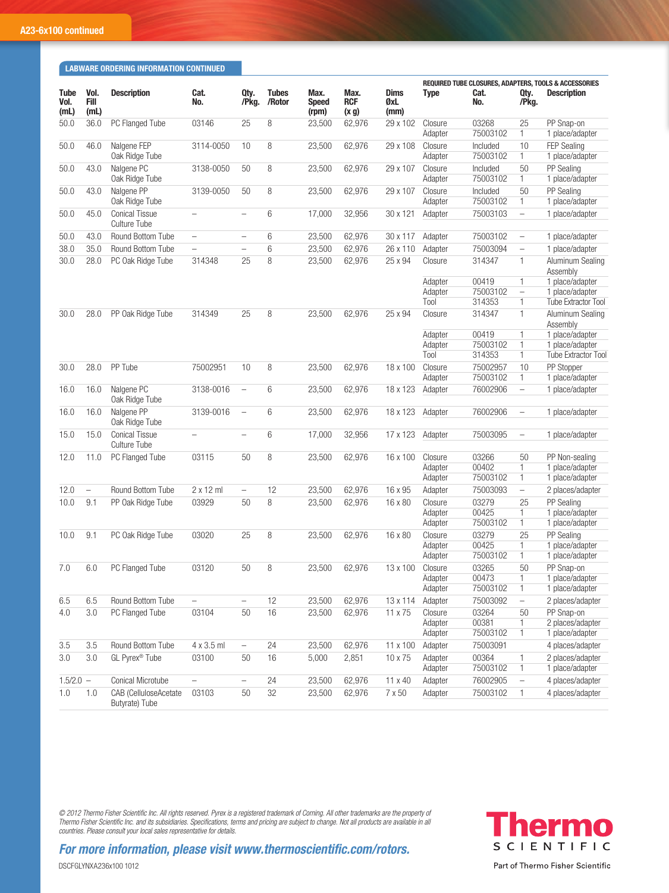## A23-6x100 continued

### LABWARE ORDERING INFORMATION CONTINUED

| Tube Vol. (mL) | Vol. Fill (mL) | Description | Cat. No. | Qty. /Pkg. | Tubes /Rotor | Max. Speed (rpm) | Max. RCF (x g) | Dims ØxL (mm) | REQUIRED TUBE CLOSURES, ADAPTERS, TOOLS & ACCESSORIES Type | Cat. No. | Qty. /Pkg. | Description |
|---|---|---|---|---|---|---|---|---|---|---|---|---|
| 50.0 | 36.0 | PC Flanged Tube | 03146 | 25 | 8 | 23,500 | 62,976 | 29 x 102 | Closure | 03268 | 25 | PP Snap-on |
| | | | | | | | | | Adapter | 75003102 | 1 | 1 place/adapter |
| 50.0 | 46.0 | Nalgene FEP Oak Ridge Tube | 3114-0050 | 10 | 8 | 23,500 | 62,976 | 29 x 108 | Closure | Included | 10 | FEP Sealing |
| | | | | | | | | | Adapter | 75003102 | 1 | 1 place/adapter |
| 50.0 | 43.0 | Nalgene PC Oak Ridge Tube | 3138-0050 | 50 | 8 | 23,500 | 62,976 | 29 x 107 | Closure | Included | 50 | PP Sealing |
| | | | | | | | | | Adapter | 75003102 | 1 | 1 place/adapter |
| 50.0 | 43.0 | Nalgene PP Oak Ridge Tube | 3139-0050 | 50 | 8 | 23,500 | 62,976 | 29 x 107 | Closure | Included | 50 | PP Sealing |
| | | | | | | | | | Adapter | 75003102 | 1 | 1 place/adapter |
| 50.0 | 45.0 | Conical Tissue Culture Tube | – | – | 6 | 17,000 | 32,956 | 30 x 121 | Adapter | 75003103 | – | 1 place/adapter |
| 50.0 | 43.0 | Round Bottom Tube | – | – | 6 | 23,500 | 62,976 | 30 x 117 | Adapter | 75003102 | – | 1 place/adapter |
| 38.0 | 35.0 | Round Bottom Tube | – | – | 6 | 23,500 | 62,976 | 26 x 110 | Adapter | 75003094 | – | 1 place/adapter |
| 30.0 | 28.0 | PC Oak Ridge Tube | 314348 | 25 | 8 | 23,500 | 62,976 | 25 x 94 | Closure | 314347 | 1 | Aluminum Sealing Assembly |
| | | | | | | | | | Adapter | 00419 | 1 | 1 place/adapter |
| | | | | | | | | | Adapter | 75003102 | – | 1 place/adapter |
| | | | | | | | | | Tool | 314353 | 1 | Tube Extractor Tool |
| 30.0 | 28.0 | PP Oak Ridge Tube | 314349 | 25 | 8 | 23,500 | 62,976 | 25 x 94 | Closure | 314347 | 1 | Aluminum Sealing Assembly |
| | | | | | | | | | Adapter | 00419 | 1 | 1 place/adapter |
| | | | | | | | | | Adapter | 75003102 | 1 | 1 place/adapter |
| | | | | | | | | | Tool | 314353 | 1 | Tube Extractor Tool |
| 30.0 | 28.0 | PP Tube | 75002951 | 10 | 8 | 23,500 | 62,976 | 18 x 100 | Closure | 75002957 | 10 | PP Stopper |
| | | | | | | | | | Adapter | 75003102 | 1 | 1 place/adapter |
| 16.0 | 16.0 | Nalgene PC Oak Ridge Tube | 3138-0016 | – | 6 | 23,500 | 62,976 | 18 x 123 | Adapter | 76002906 | – | 1 place/adapter |
| 16.0 | 16.0 | Nalgene PP Oak Ridge Tube | 3139-0016 | – | 6 | 23,500 | 62,976 | 18 x 123 | Adapter | 76002906 | – | 1 place/adapter |
| 15.0 | 15.0 | Conical Tissue Culture Tube | – | – | 6 | 17,000 | 32,956 | 17 x 123 | Adapter | 75003095 | – | 1 place/adapter |
| 12.0 | 11.0 | PC Flanged Tube | 03115 | 50 | 8 | 23,500 | 62,976 | 16 x 100 | Closure | 03266 | 50 | PP Non-sealing |
| | | | | | | | | | Adapter | 00402 | 1 | 1 place/adapter |
| | | | | | | | | | Adapter | 75003102 | 1 | 1 place/adapter |
| 12.0 | – | Round Bottom Tube | 2 x 12 ml | – | 12 | 23,500 | 62,976 | 16 x 95 | Adapter | 75003093 | – | 2 places/adapter |
| 10.0 | 9.1 | PP Oak Ridge Tube | 03929 | 50 | 8 | 23,500 | 62,976 | 16 x 80 | Closure | 03279 | 25 | PP Sealing |
| | | | | | | | | | Adapter | 00425 | 1 | 1 place/adapter |
| | | | | | | | | | Adapter | 75003102 | 1 | 1 place/adapter |
| 10.0 | 9.1 | PC Oak Ridge Tube | 03020 | 25 | 8 | 23,500 | 62,976 | 16 x 80 | Closure | 03279 | 25 | PP Sealing |
| | | | | | | | | | Adapter | 00425 | 1 | 1 place/adapter |
| | | | | | | | | | Adapter | 75003102 | 1 | 1 place/adapter |
| 7.0 | 6.0 | PC Flanged Tube | 03120 | 50 | 8 | 23,500 | 62,976 | 13 x 100 | Closure | 03265 | 50 | PP Snap-on |
| | | | | | | | | | Adapter | 00473 | 1 | 1 place/adapter |
| | | | | | | | | | Adapter | 75003102 | 1 | 1 place/adapter |
| 6.5 | 6.5 | Round Bottom Tube | – | – | 12 | 23,500 | 62,976 | 13 x 114 | Adapter | 75003092 | – | 2 places/adapter |
| 4.0 | 3.0 | PC Flanged Tube | 03104 | 50 | 16 | 23,500 | 62,976 | 11 x 75 | Closure | 03264 | 50 | PP Snap-on |
| | | | | | | | | | Adapter | 00381 | 1 | 2 places/adapter |
| | | | | | | | | | Adapter | 75003102 | 1 | 1 place/adapter |
| 3.5 | 3.5 | Round Bottom Tube | 4 x 3.5 ml | – | 24 | 23,500 | 62,976 | 11 x 100 | Adapter | 75003091 | | 4 places/adapter |
| 3.0 | 3.0 | GL Pyrex® Tube | 03100 | 50 | 16 | 5,000 | 2,851 | 10 x 75 | Adapter | 00364 | 1 | 2 places/adapter |
| | | | | | | | | | Adapter | 75003102 | 1 | 1 place/adapter |
| 1.5/2.0 | – | Conical Microtube | – | – | 24 | 23,500 | 62,976 | 11 x 40 | Adapter | 76002905 | – | 4 places/adapter |
| 1.0 | 1.0 | CAB (CelluloseAcetate Butyrate) Tube | 03103 | 50 | 32 | 23,500 | 62,976 | 7 x 50 | Adapter | 75003102 | 1 | 4 places/adapter |

*© 2012 Thermo Fisher Scientific Inc. All rights reserved. Pyrex is a registered trademark of Corning. All other trademarks are the property of Thermo Fisher Scientific Inc. and its subsidiaries. Specifications, terms and pricing are subject to change. Not all products are available in all countries. Please consult your local sales representative for details.*

***For more information, please visit www.thermoscientific.com/rotors.***

DSCFGLYNXA236x100 1012

**Thermo SCIENTIFIC**

Part of Thermo Fisher Scientific